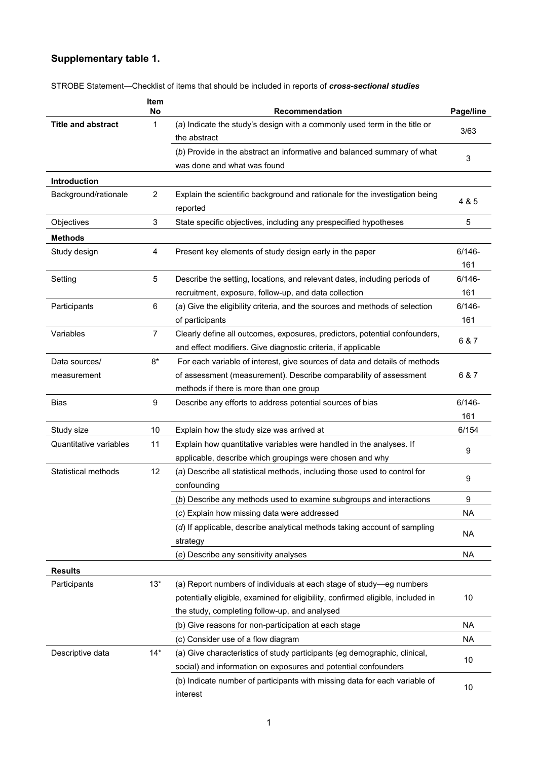## Supplementary table 1.

STROBE Statement—Checklist of items that should be included in reports of ***cross-sectional studies***

| | Item No | Recommendation | Page/line |
|---|---|---|---|
| **Title and abstract** | 1 | (*a*) Indicate the study's design with a commonly used term in the title or the abstract | 3/63 |
| | | (*b*) Provide in the abstract an informative and balanced summary of what was done and what was found | 3 |
| **Introduction** | | | |
| Background/rationale | 2 | Explain the scientific background and rationale for the investigation being reported | 4 & 5 |
| Objectives | 3 | State specific objectives, including any prespecified hypotheses | 5 |
| **Methods** | | | |
| Study design | 4 | Present key elements of study design early in the paper | 6/146-161 |
| Setting | 5 | Describe the setting, locations, and relevant dates, including periods of recruitment, exposure, follow-up, and data collection | 6/146-161 |
| Participants | 6 | (*a*) Give the eligibility criteria, and the sources and methods of selection of participants | 6/146-161 |
| Variables | 7 | Clearly define all outcomes, exposures, predictors, potential confounders, and effect modifiers. Give diagnostic criteria, if applicable | 6 & 7 |
| Data sources/ measurement | 8* | For each variable of interest, give sources of data and details of methods of assessment (measurement). Describe comparability of assessment methods if there is more than one group | 6 & 7 |
| Bias | 9 | Describe any efforts to address potential sources of bias | 6/146-161 |
| Study size | 10 | Explain how the study size was arrived at | 6/154 |
| Quantitative variables | 11 | Explain how quantitative variables were handled in the analyses. If applicable, describe which groupings were chosen and why | 9 |
| Statistical methods | 12 | (*a*) Describe all statistical methods, including those used to control for confounding | 9 |
| | | (*b*) Describe any methods used to examine subgroups and interactions | 9 |
| | | (*c*) Explain how missing data were addressed | NA |
| | | (*d*) If applicable, describe analytical methods taking account of sampling strategy | NA |
| | | (*e*) Describe any sensitivity analyses | NA |
| **Results** | | | |
| Participants | 13* | (a) Report numbers of individuals at each stage of study—eg numbers potentially eligible, examined for eligibility, confirmed eligible, included in the study, completing follow-up, and analysed | 10 |
| | | (b) Give reasons for non-participation at each stage | NA |
| | | (c) Consider use of a flow diagram | NA |
| Descriptive data | 14* | (a) Give characteristics of study participants (eg demographic, clinical, social) and information on exposures and potential confounders | 10 |
| | | (b) Indicate number of participants with missing data for each variable of interest | 10 |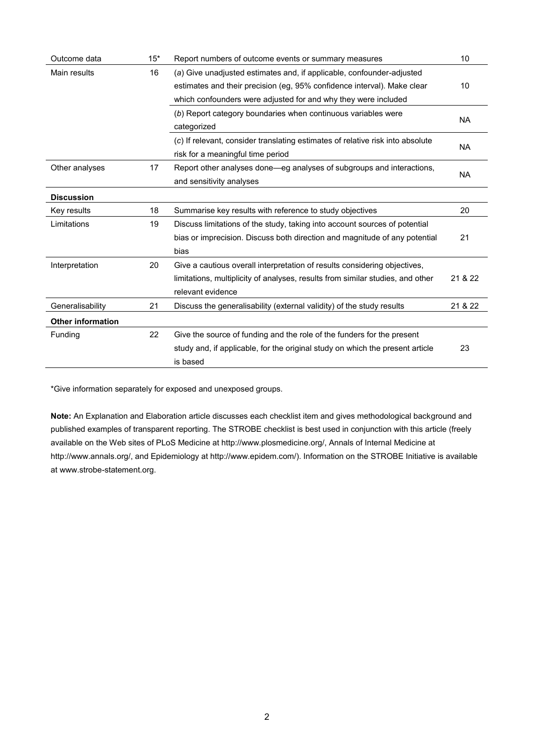| | | | |
|---|---|---|---|
| Outcome data | 15* | Report numbers of outcome events or summary measures | 10 |
| Main results | 16 | (*a*) Give unadjusted estimates and, if applicable, confounder-adjusted estimates and their precision (eg, 95% confidence interval). Make clear which confounders were adjusted for and why they were included | 10 |
| | | (*b*) Report category boundaries when continuous variables were categorized | NA |
| | | (*c*) If relevant, consider translating estimates of relative risk into absolute risk for a meaningful time period | NA |
| Other analyses | 17 | Report other analyses done—eg analyses of subgroups and interactions, and sensitivity analyses | NA |
| **Discussion** | | | |
| Key results | 18 | Summarise key results with reference to study objectives | 20 |
| Limitations | 19 | Discuss limitations of the study, taking into account sources of potential bias or imprecision. Discuss both direction and magnitude of any potential bias | 21 |
| Interpretation | 20 | Give a cautious overall interpretation of results considering objectives, limitations, multiplicity of analyses, results from similar studies, and other relevant evidence | 21 & 22 |
| Generalisability | 21 | Discuss the generalisability (external validity) of the study results | 21 & 22 |
| **Other information** | | | |
| Funding | 22 | Give the source of funding and the role of the funders for the present study and, if applicable, for the original study on which the present article is based | 23 |

*Give information separately for exposed and unexposed groups.

**Note:** An Explanation and Elaboration article discusses each checklist item and gives methodological background and published examples of transparent reporting. The STROBE checklist is best used in conjunction with this article (freely available on the Web sites of PLoS Medicine at http://www.plosmedicine.org/, Annals of Internal Medicine at http://www.annals.org/, and Epidemiology at http://www.epidem.com/). Information on the STROBE Initiative is available at www.strobe-statement.org.